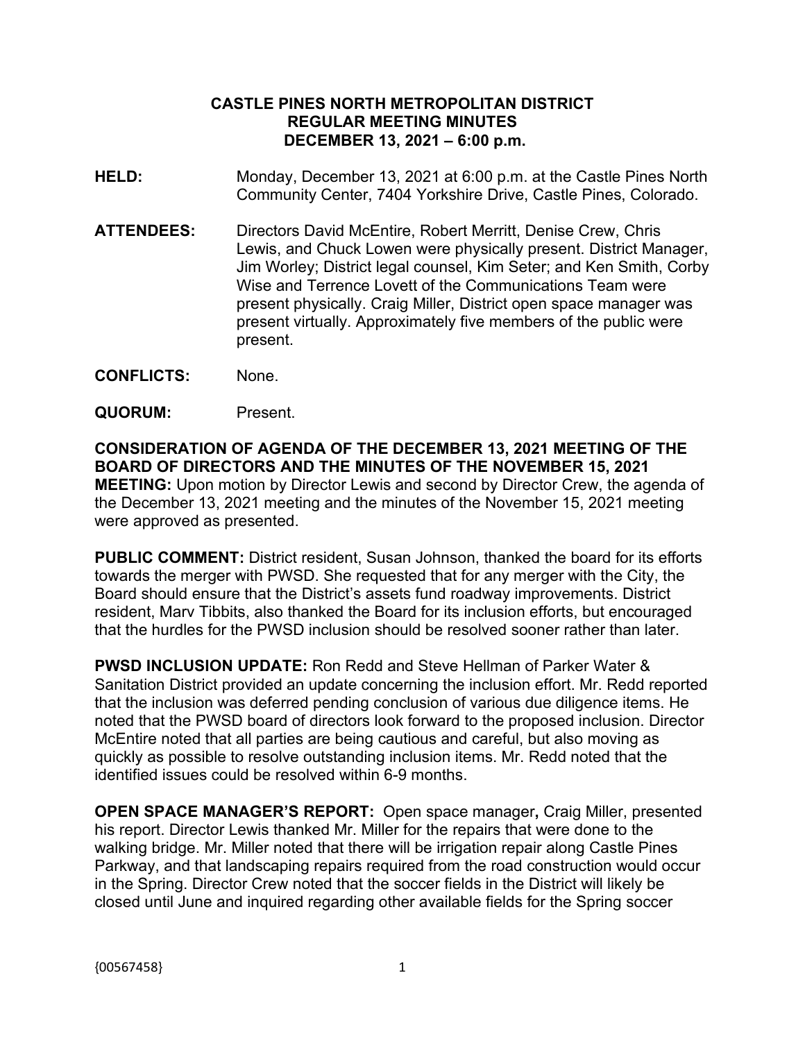**CASTLE PINES NORTH METROPOLITAN DISTRICT**
**REGULAR MEETING MINUTES**
**DECEMBER 13, 2021 – 6:00 p.m.**

**HELD:** Monday, December 13, 2021 at 6:00 p.m. at the Castle Pines North Community Center, 7404 Yorkshire Drive, Castle Pines, Colorado.

**ATTENDEES:** Directors David McEntire, Robert Merritt, Denise Crew, Chris Lewis, and Chuck Lowen were physically present. District Manager, Jim Worley; District legal counsel, Kim Seter; and Ken Smith, Corby Wise and Terrence Lovett of the Communications Team were present physically. Craig Miller, District open space manager was present virtually. Approximately five members of the public were present.

**CONFLICTS:** None.

**QUORUM:** Present.

**CONSIDERATION OF AGENDA OF THE DECEMBER 13, 2021 MEETING OF THE BOARD OF DIRECTORS AND THE MINUTES OF THE NOVEMBER 15, 2021 MEETING:** Upon motion by Director Lewis and second by Director Crew, the agenda of the December 13, 2021 meeting and the minutes of the November 15, 2021 meeting were approved as presented.

**PUBLIC COMMENT:** District resident, Susan Johnson, thanked the board for its efforts towards the merger with PWSD. She requested that for any merger with the City, the Board should ensure that the District's assets fund roadway improvements. District resident, Marv Tibbits, also thanked the Board for its inclusion efforts, but encouraged that the hurdles for the PWSD inclusion should be resolved sooner rather than later.

**PWSD INCLUSION UPDATE:** Ron Redd and Steve Hellman of Parker Water & Sanitation District provided an update concerning the inclusion effort. Mr. Redd reported that the inclusion was deferred pending conclusion of various due diligence items. He noted that the PWSD board of directors look forward to the proposed inclusion. Director McEntire noted that all parties are being cautious and careful, but also moving as quickly as possible to resolve outstanding inclusion items. Mr. Redd noted that the identified issues could be resolved within 6-9 months.

**OPEN SPACE MANAGER'S REPORT:** Open space manager**,** Craig Miller, presented his report. Director Lewis thanked Mr. Miller for the repairs that were done to the walking bridge. Mr. Miller noted that there will be irrigation repair along Castle Pines Parkway, and that landscaping repairs required from the road construction would occur in the Spring. Director Crew noted that the soccer fields in the District will likely be closed until June and inquired regarding other available fields for the Spring soccer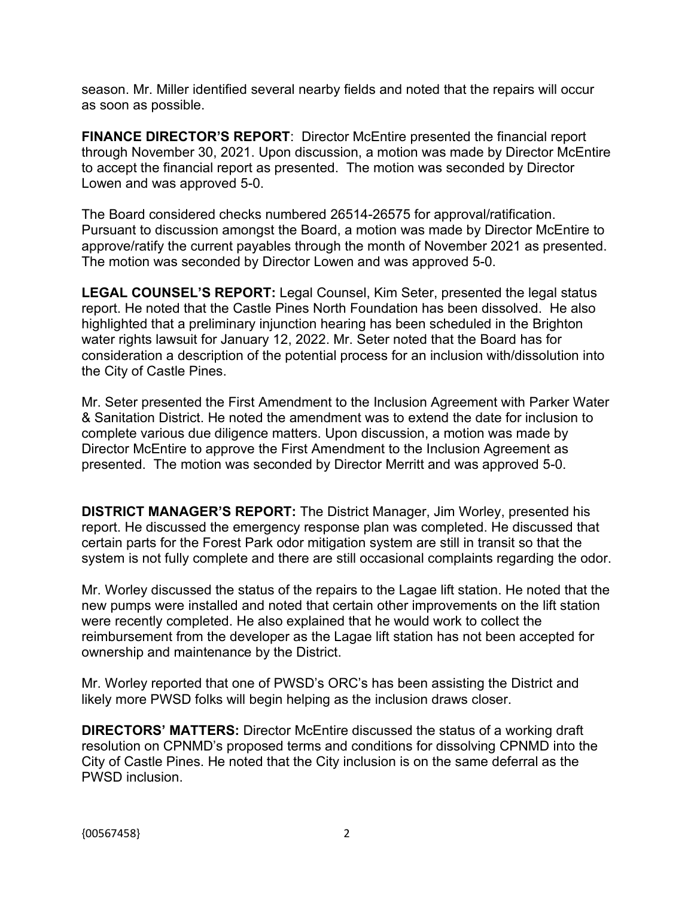season. Mr. Miller identified several nearby fields and noted that the repairs will occur as soon as possible.

**FINANCE DIRECTOR'S REPORT**: Director McEntire presented the financial report through November 30, 2021. Upon discussion, a motion was made by Director McEntire to accept the financial report as presented. The motion was seconded by Director Lowen and was approved 5-0.

The Board considered checks numbered 26514-26575 for approval/ratification. Pursuant to discussion amongst the Board, a motion was made by Director McEntire to approve/ratify the current payables through the month of November 2021 as presented. The motion was seconded by Director Lowen and was approved 5-0.

**LEGAL COUNSEL'S REPORT:** Legal Counsel, Kim Seter, presented the legal status report. He noted that the Castle Pines North Foundation has been dissolved. He also highlighted that a preliminary injunction hearing has been scheduled in the Brighton water rights lawsuit for January 12, 2022. Mr. Seter noted that the Board has for consideration a description of the potential process for an inclusion with/dissolution into the City of Castle Pines.

Mr. Seter presented the First Amendment to the Inclusion Agreement with Parker Water & Sanitation District. He noted the amendment was to extend the date for inclusion to complete various due diligence matters. Upon discussion, a motion was made by Director McEntire to approve the First Amendment to the Inclusion Agreement as presented. The motion was seconded by Director Merritt and was approved 5-0.

**DISTRICT MANAGER'S REPORT:** The District Manager, Jim Worley, presented his report. He discussed the emergency response plan was completed. He discussed that certain parts for the Forest Park odor mitigation system are still in transit so that the system is not fully complete and there are still occasional complaints regarding the odor.

Mr. Worley discussed the status of the repairs to the Lagae lift station. He noted that the new pumps were installed and noted that certain other improvements on the lift station were recently completed. He also explained that he would work to collect the reimbursement from the developer as the Lagae lift station has not been accepted for ownership and maintenance by the District.

Mr. Worley reported that one of PWSD's ORC's has been assisting the District and likely more PWSD folks will begin helping as the inclusion draws closer.

**DIRECTORS' MATTERS:** Director McEntire discussed the status of a working draft resolution on CPNMD's proposed terms and conditions for dissolving CPNMD into the City of Castle Pines. He noted that the City inclusion is on the same deferral as the PWSD inclusion.

{00567458}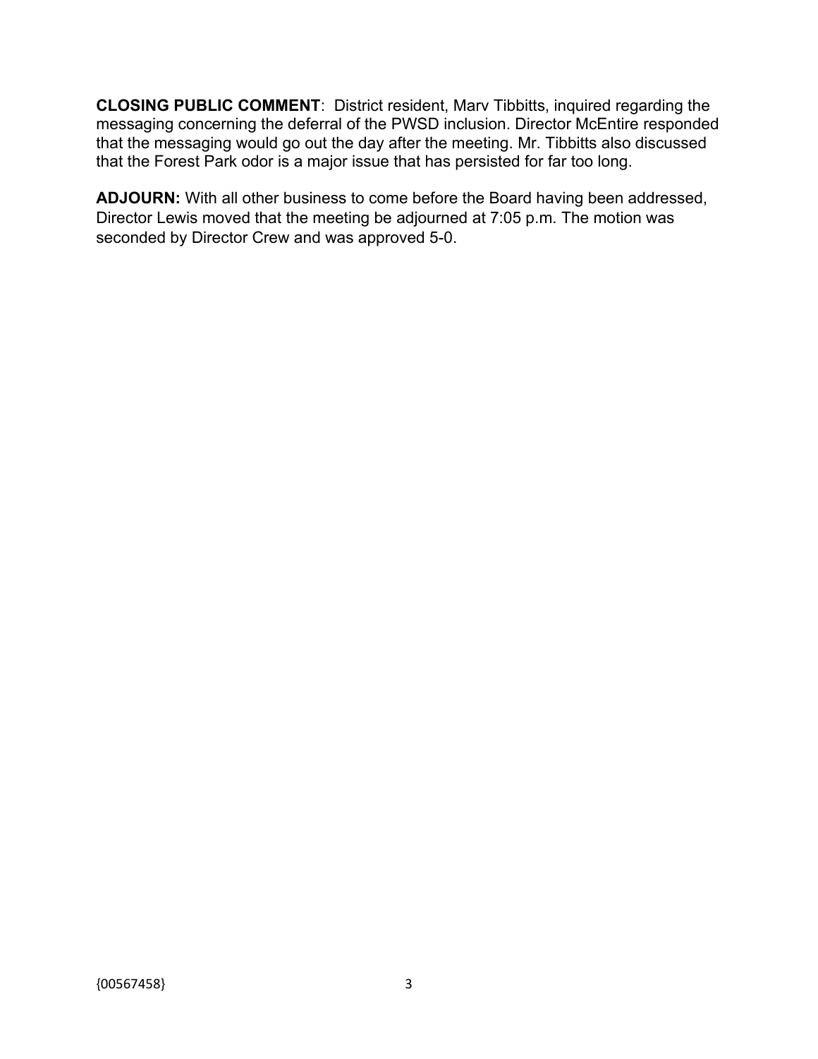**CLOSING PUBLIC COMMENT**: District resident, Marv Tibbitts, inquired regarding the messaging concerning the deferral of the PWSD inclusion. Director McEntire responded that the messaging would go out the day after the meeting. Mr. Tibbitts also discussed that the Forest Park odor is a major issue that has persisted for far too long.

**ADJOURN:** With all other business to come before the Board having been addressed, Director Lewis moved that the meeting be adjourned at 7:05 p.m. The motion was seconded by Director Crew and was approved 5-0.

{00567458}